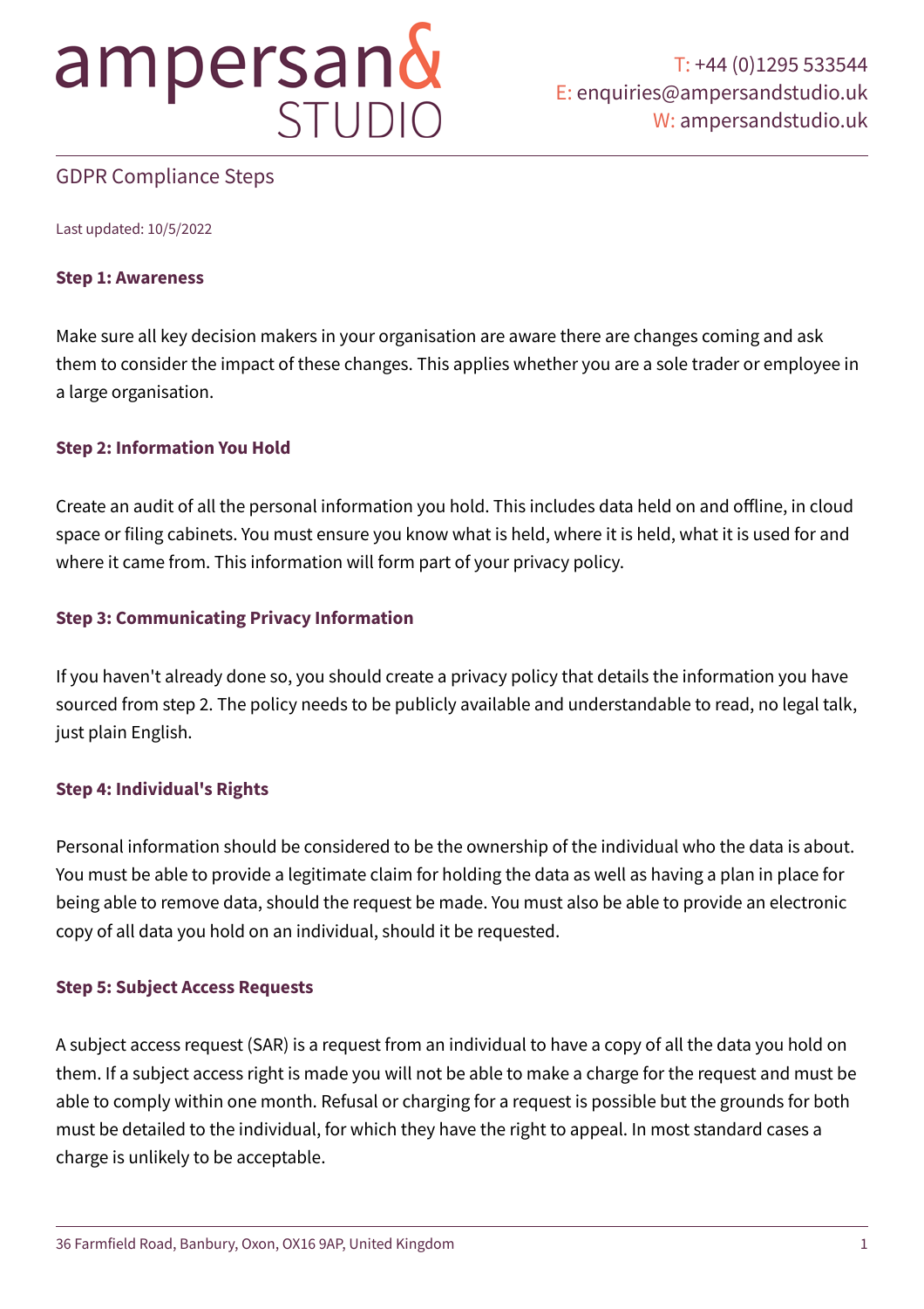# ampersand STUDIO

T: +44 (0)1295 533544
E: enquiries@ampersandstudio.uk
W: ampersandstudio.uk

## GDPR Compliance Steps

Last updated: 10/5/2022

**Step 1: Awareness**

Make sure all key decision makers in your organisation are aware there are changes coming and ask them to consider the impact of these changes. This applies whether you are a sole trader or employee in a large organisation.

**Step 2: Information You Hold**

Create an audit of all the personal information you hold. This includes data held on and offline, in cloud space or filing cabinets. You must ensure you know what is held, where it is held, what it is used for and where it came from. This information will form part of your privacy policy.

**Step 3: Communicating Privacy Information**

If you haven't already done so, you should create a privacy policy that details the information you have sourced from step 2. The policy needs to be publicly available and understandable to read, no legal talk, just plain English.

**Step 4: Individual's Rights**

Personal information should be considered to be the ownership of the individual who the data is about. You must be able to provide a legitimate claim for holding the data as well as having a plan in place for being able to remove data, should the request be made. You must also be able to provide an electronic copy of all data you hold on an individual, should it be requested.

**Step 5: Subject Access Requests**

A subject access request (SAR) is a request from an individual to have a copy of all the data you hold on them. If a subject access right is made you will not be able to make a charge for the request and must be able to comply within one month. Refusal or charging for a request is possible but the grounds for both must be detailed to the individual, for which they have the right to appeal. In most standard cases a charge is unlikely to be acceptable.

36 Farmfield Road, Banbury, Oxon, OX16 9AP, United Kingdom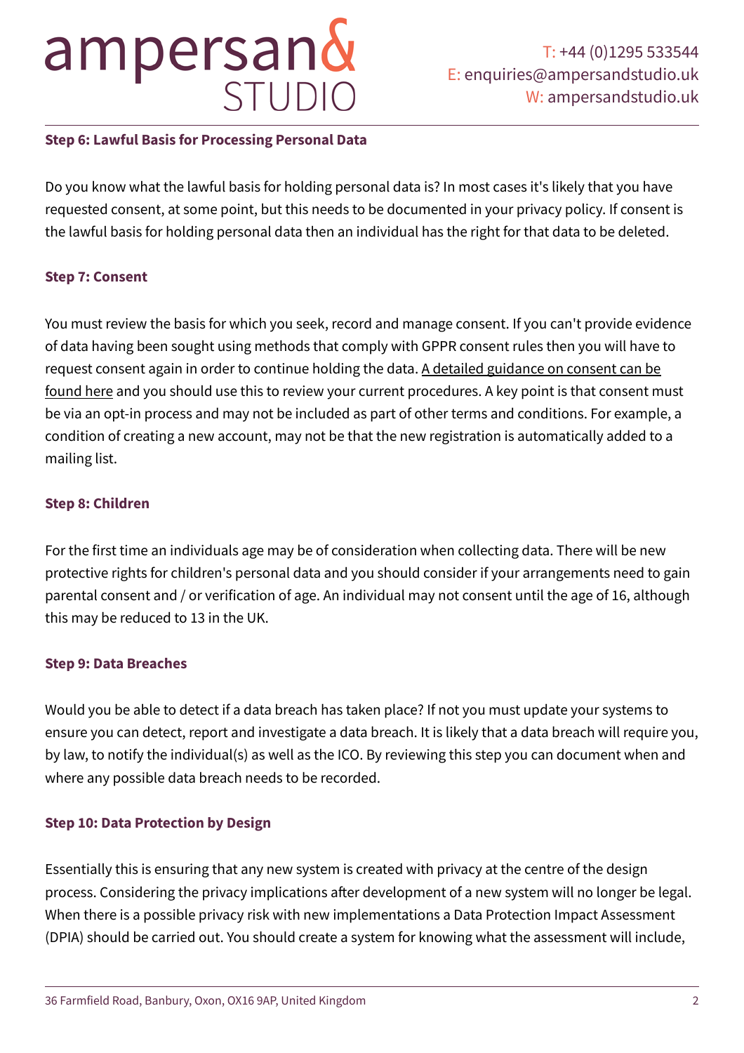**Step 6: Lawful Basis for Processing Personal Data**

Do you know what the lawful basis for holding personal data is? In most cases it's likely that you have requested consent, at some point, but this needs to be documented in your privacy policy. If consent is the lawful basis for holding personal data then an individual has the right for that data to be deleted.

**Step 7: Consent**

You must review the basis for which you seek, record and manage consent. If you can't provide evidence of data having been sought using methods that comply with GPPR consent rules then you will have to request consent again in order to continue holding the data. A detailed guidance on consent can be found here and you should use this to review your current procedures. A key point is that consent must be via an opt-in process and may not be included as part of other terms and conditions. For example, a condition of creating a new account, may not be that the new registration is automatically added to a mailing list.

**Step 8: Children**

For the first time an individuals age may be of consideration when collecting data. There will be new protective rights for children's personal data and you should consider if your arrangements need to gain parental consent and / or verification of age. An individual may not consent until the age of 16, although this may be reduced to 13 in the UK.

**Step 9: Data Breaches**

Would you be able to detect if a data breach has taken place? If not you must update your systems to ensure you can detect, report and investigate a data breach. It is likely that a data breach will require you, by law, to notify the individual(s) as well as the ICO. By reviewing this step you can document when and where any possible data breach needs to be recorded.

**Step 10: Data Protection by Design**

Essentially this is ensuring that any new system is created with privacy at the centre of the design process. Considering the privacy implications after development of a new system will no longer be legal. When there is a possible privacy risk with new implementations a Data Protection Impact Assessment (DPIA) should be carried out. You should create a system for knowing what the assessment will include,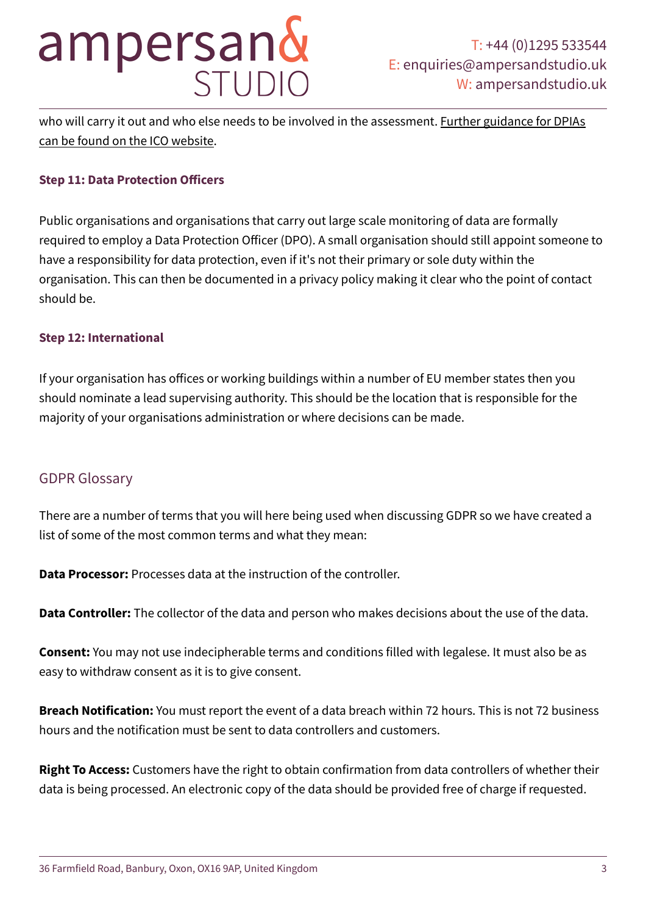who will carry it out and who else needs to be involved in the assessment. Further guidance for DPIAs can be found on the ICO website.

#### Step 11: Data Protection Officers

Public organisations and organisations that carry out large scale monitoring of data are formally required to employ a Data Protection Officer (DPO). A small organisation should still appoint someone to have a responsibility for data protection, even if it's not their primary or sole duty within the organisation. This can then be documented in a privacy policy making it clear who the point of contact should be.

#### Step 12: International

If your organisation has offices or working buildings within a number of EU member states then you should nominate a lead supervising authority. This should be the location that is responsible for the majority of your organisations administration or where decisions can be made.

## GDPR Glossary

There are a number of terms that you will here being used when discussing GDPR so we have created a list of some of the most common terms and what they mean:

**Data Processor:** Processes data at the instruction of the controller.

**Data Controller:** The collector of the data and person who makes decisions about the use of the data.

**Consent:** You may not use indecipherable terms and conditions filled with legalese. It must also be as easy to withdraw consent as it is to give consent.

**Breach Notification:** You must report the event of a data breach within 72 hours. This is not 72 business hours and the notification must be sent to data controllers and customers.

**Right To Access:** Customers have the right to obtain confirmation from data controllers of whether their data is being processed. An electronic copy of the data should be provided free of charge if requested.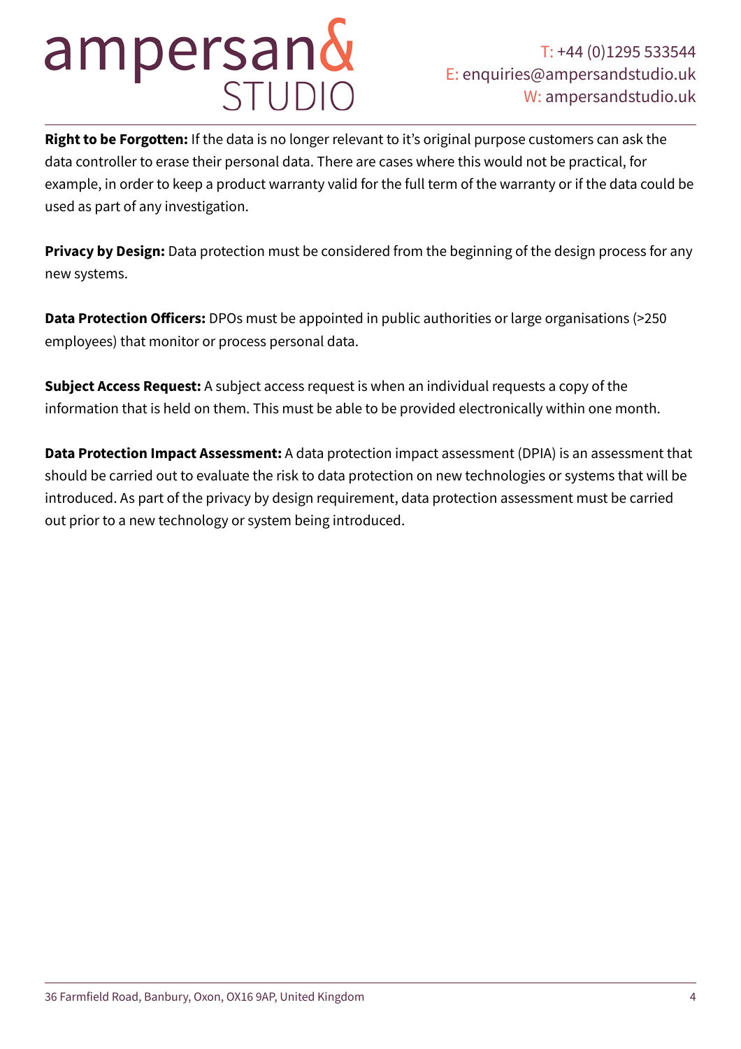**Right to be Forgotten:** If the data is no longer relevant to it's original purpose customers can ask the data controller to erase their personal data. There are cases where this would not be practical, for example, in order to keep a product warranty valid for the full term of the warranty or if the data could be used as part of any investigation.

**Privacy by Design:** Data protection must be considered from the beginning of the design process for any new systems.

**Data Protection Officers:** DPOs must be appointed in public authorities or large organisations (>250 employees) that monitor or process personal data.

**Subject Access Request:** A subject access request is when an individual requests a copy of the information that is held on them. This must be able to be provided electronically within one month.

**Data Protection Impact Assessment:** A data protection impact assessment (DPIA) is an assessment that should be carried out to evaluate the risk to data protection on new technologies or systems that will be introduced. As part of the privacy by design requirement, data protection assessment must be carried out prior to a new technology or system being introduced.